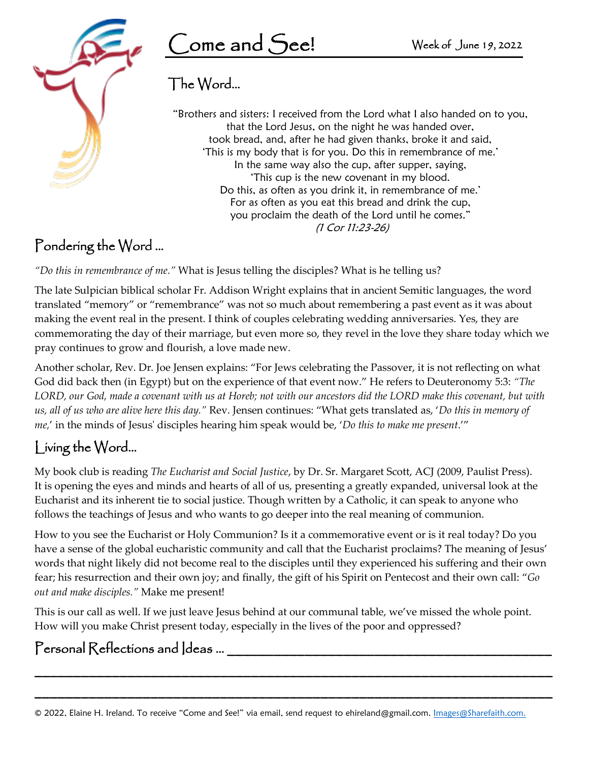# Come and See!

Week of June 19, 2022

## The Word…

"Brothers and sisters: I received from the Lord what I also handed on to you,
that the Lord Jesus, on the night he was handed over,
took bread, and, after he had given thanks, broke it and said,
'This is my body that is for you. Do this in remembrance of me.'
In the same way also the cup, after supper, saying,
'This cup is the new covenant in my blood.
Do this, as often as you drink it, in remembrance of me.'
For as often as you eat this bread and drink the cup,
you proclaim the death of the Lord until he comes."
*(1 Cor 11:23-26)*

## Pondering the Word …

*"Do this in remembrance of me."* What is Jesus telling the disciples? What is he telling us?

The late Sulpician biblical scholar Fr. Addison Wright explains that in ancient Semitic languages, the word translated "memory" or "remembrance" was not so much about remembering a past event as it was about making the event real in the present. I think of couples celebrating wedding anniversaries. Yes, they are commemorating the day of their marriage, but even more so, they revel in the love they share today which we pray continues to grow and flourish, a love made new.

Another scholar, Rev. Dr. Joe Jensen explains: "For Jews celebrating the Passover, it is not reflecting on what God did back then (in Egypt) but on the experience of that event now." He refers to Deuteronomy 5:3: *"The LORD, our God, made a covenant with us at Horeb; not with our ancestors did the LORD make this covenant, but with us, all of us who are alive here this day."* Rev. Jensen continues: "What gets translated as, '*Do this in memory of me,*' in the minds of Jesus' disciples hearing him speak would be, '*Do this to make me present*.'"

## Living the Word…

My book club is reading *The Eucharist and Social Justice*, by Dr. Sr. Margaret Scott, ACJ (2009, Paulist Press). It is opening the eyes and minds and hearts of all of us, presenting a greatly expanded, universal look at the Eucharist and its inherent tie to social justice. Though written by a Catholic, it can speak to anyone who follows the teachings of Jesus and who wants to go deeper into the real meaning of communion.

How to you see the Eucharist or Holy Communion? Is it a commemorative event or is it real today? Do you have a sense of the global eucharistic community and call that the Eucharist proclaims? The meaning of Jesus' words that night likely did not become real to the disciples until they experienced his suffering and their own fear; his resurrection and their own joy; and finally, the gift of his Spirit on Pentecost and their own call: "*Go out and make disciples."* Make me present!

This is our call as well. If we just leave Jesus behind at our communal table, we've missed the whole point. How will you make Christ present today, especially in the lives of the poor and oppressed?

## Personal Reflections and Ideas … ______________________________

______________________________________________________________

______________________________________________________________

© 2022, Elaine H. Ireland. To receive "Come and See!" via email, send request to ehireland@gmail.com. Images@Sharefaith.com.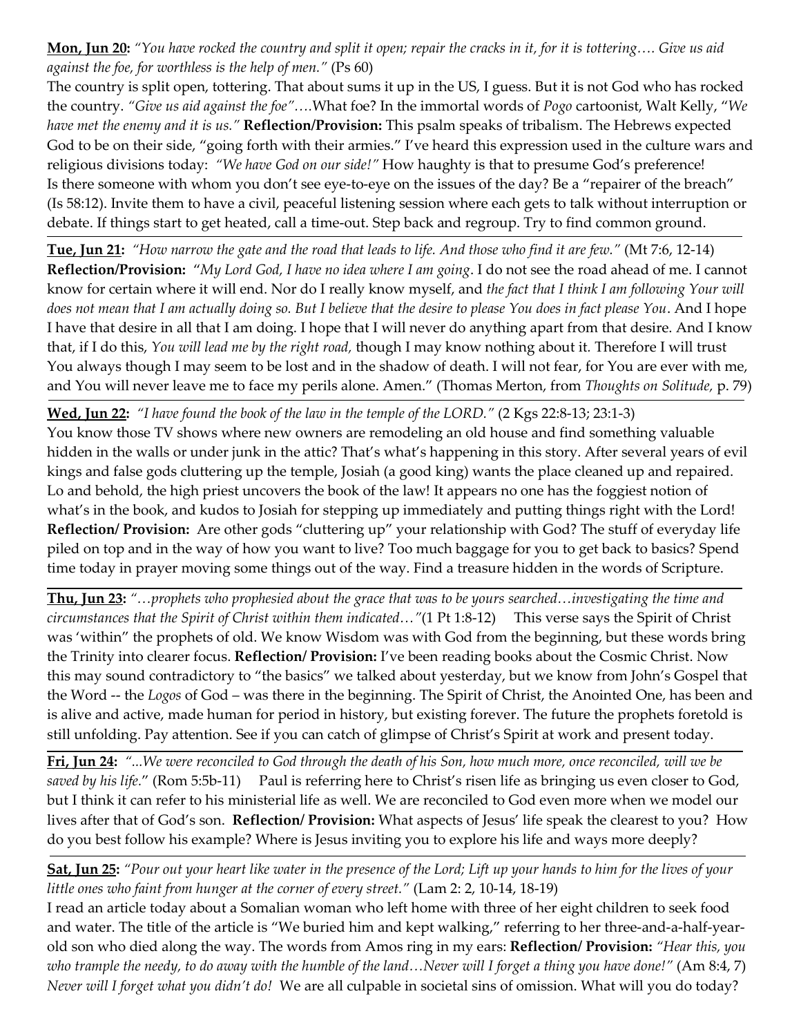**Mon, Jun 20:** *"You have rocked the country and split it open; repair the cracks in it, for it is tottering…. Give us aid against the foe, for worthless is the help of men."* (Ps 60)

The country is split open, tottering. That about sums it up in the US, I guess. But it is not God who has rocked the country. *"Give us aid against the foe"*….What foe? In the immortal words of *Pogo* cartoonist, Walt Kelly, "*We have met the enemy and it is us.*" **Reflection/Provision:** This psalm speaks of tribalism. The Hebrews expected God to be on their side, "going forth with their armies." I've heard this expression used in the culture wars and religious divisions today: *"We have God on our side!"* How haughty is that to presume God's preference! Is there someone with whom you don't see eye-to-eye on the issues of the day? Be a "repairer of the breach" (Is 58:12). Invite them to have a civil, peaceful listening session where each gets to talk without interruption or debate. If things start to get heated, call a time-out. Step back and regroup. Try to find common ground.

---

**Tue, Jun 21:** *"How narrow the gate and the road that leads to life. And those who find it are few."* (Mt 7:6, 12-14) **Reflection/Provision:** "*My Lord God, I have no idea where I am going*. I do not see the road ahead of me. I cannot know for certain where it will end. Nor do I really know myself, and *the fact that I think I am following Your will does not mean that I am actually doing so. But I believe that the desire to please You does in fact please You*. And I hope I have that desire in all that I am doing. I hope that I will never do anything apart from that desire. And I know that, if I do this, *You will lead me by the right road,* though I may know nothing about it. Therefore I will trust You always though I may seem to be lost and in the shadow of death. I will not fear, for You are ever with me, and You will never leave me to face my perils alone. Amen." (Thomas Merton, from *Thoughts on Solitude,* p. 79)

---

**Wed, Jun 22:** *"I have found the book of the law in the temple of the LORD."* (2 Kgs 22:8-13; 23:1-3)

You know those TV shows where new owners are remodeling an old house and find something valuable hidden in the walls or under junk in the attic? That's what's happening in this story. After several years of evil kings and false gods cluttering up the temple, Josiah (a good king) wants the place cleaned up and repaired. Lo and behold, the high priest uncovers the book of the law! It appears no one has the foggiest notion of what's in the book, and kudos to Josiah for stepping up immediately and putting things right with the Lord! **Reflection/ Provision:** Are other gods "cluttering up" your relationship with God? The stuff of everyday life piled on top and in the way of how you want to live? Too much baggage for you to get back to basics? Spend time today in prayer moving some things out of the way. Find a treasure hidden in the words of Scripture.

---

**Thu, Jun 23:** *"…prophets who prophesied about the grace that was to be yours searched…investigating the time and circumstances that the Spirit of Christ within them indicated…"*(1 Pt 1:8-12) This verse says the Spirit of Christ was 'within" the prophets of old. We know Wisdom was with God from the beginning, but these words bring the Trinity into clearer focus. **Reflection/ Provision:** I've been reading books about the Cosmic Christ. Now this may sound contradictory to "the basics" we talked about yesterday, but we know from John's Gospel that the Word -- the *Logos* of God – was there in the beginning. The Spirit of Christ, the Anointed One, has been and is alive and active, made human for period in history, but existing forever. The future the prophets foretold is still unfolding. Pay attention. See if you can catch of glimpse of Christ's Spirit at work and present today.

---

**Fri, Jun 24:** *"...We were reconciled to God through the death of his Son, how much more, once reconciled, will we be saved by his life.*" (Rom 5:5b-11) Paul is referring here to Christ's risen life as bringing us even closer to God, but I think it can refer to his ministerial life as well. We are reconciled to God even more when we model our lives after that of God's son. **Reflection/ Provision:** What aspects of Jesus' life speak the clearest to you? How do you best follow his example? Where is Jesus inviting you to explore his life and ways more deeply?

---

**Sat, Jun 25:** *"Pour out your heart like water in the presence of the Lord; Lift up your hands to him for the lives of your little ones who faint from hunger at the corner of every street."* (Lam 2: 2, 10-14, 18-19)

I read an article today about a Somalian woman who left home with three of her eight children to seek food and water. The title of the article is "We buried him and kept walking," referring to her three-and-a-half-year-old son who died along the way. The words from Amos ring in my ears: **Reflection/ Provision:** *"Hear this, you who trample the needy, to do away with the humble of the land…Never will I forget a thing you have done!"* (Am 8:4, 7) *Never will I forget what you didn't do!* We are all culpable in societal sins of omission. What will you do today?